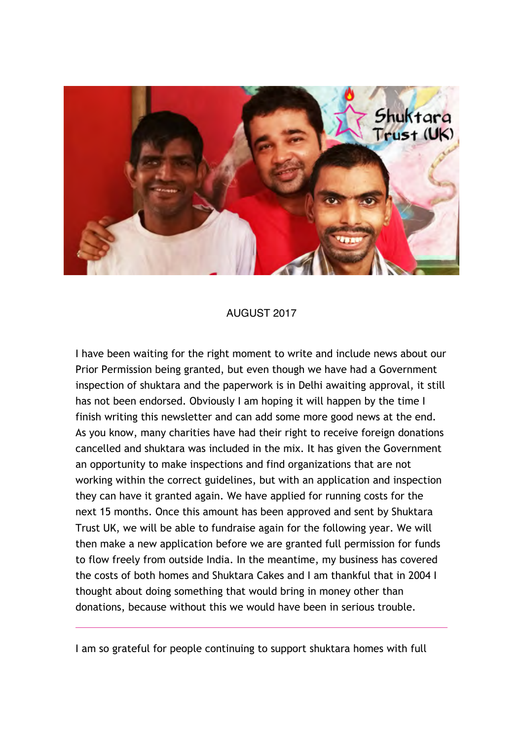AUGUST 2017

I have been waiting for the right moment to write and include news about our Prior Permission being granted, but even though we have had a Government inspection of shuktara and the paperwork is in Delhi awaiting approval, it still has not been endorsed. Obviously I am hoping it will happen by the time I finish writing this newsletter and can add some more good news at the end. As you know, many charities have had their right to receive foreign donations cancelled and shuktara was included in the mix. It has given the Government an opportunity to make inspections and find organizations that are not working within the correct guidelines, but with an application and inspection they can have it granted again. We have applied for running costs for the next 15 months. Once this amount has been approved and sent by Shuktara Trust UK, we will be able to fundraise again for the following year. We will then make a new application before we are granted full permission for funds to flow freely from outside India. In the meantime, my business has covered the costs of both homes and Shuktara Cakes and I am thankful that in 2004 I thought about doing something that would bring in money other than donations, because without this we would have been in serious trouble.

---

I am so grateful for people continuing to support shuktara homes with full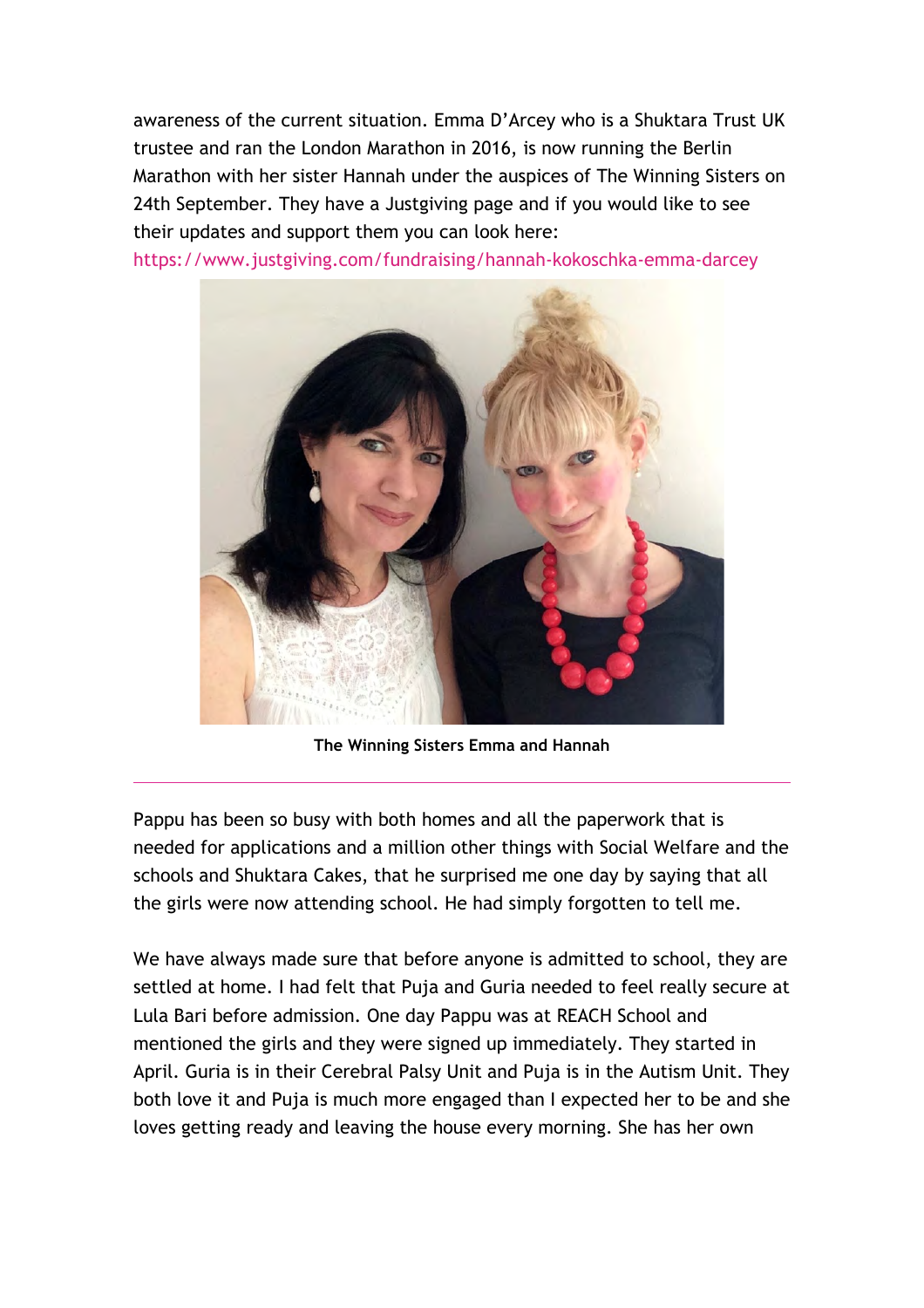awareness of the current situation. Emma D'Arcey who is a Shuktara Trust UK trustee and ran the London Marathon in 2016, is now running the Berlin Marathon with her sister Hannah under the auspices of The Winning Sisters on 24th September. They have a Justgiving page and if you would like to see their updates and support them you can look here: https://www.justgiving.com/fundraising/hannah-kokoschka-emma-darcey

**The Winning Sisters Emma and Hannah**

---

Pappu has been so busy with both homes and all the paperwork that is needed for applications and a million other things with Social Welfare and the schools and Shuktara Cakes, that he surprised me one day by saying that all the girls were now attending school. He had simply forgotten to tell me.

We have always made sure that before anyone is admitted to school, they are settled at home. I had felt that Puja and Guria needed to feel really secure at Lula Bari before admission. One day Pappu was at REACH School and mentioned the girls and they were signed up immediately. They started in April. Guria is in their Cerebral Palsy Unit and Puja is in the Autism Unit. They both love it and Puja is much more engaged than I expected her to be and she loves getting ready and leaving the house every morning. She has her own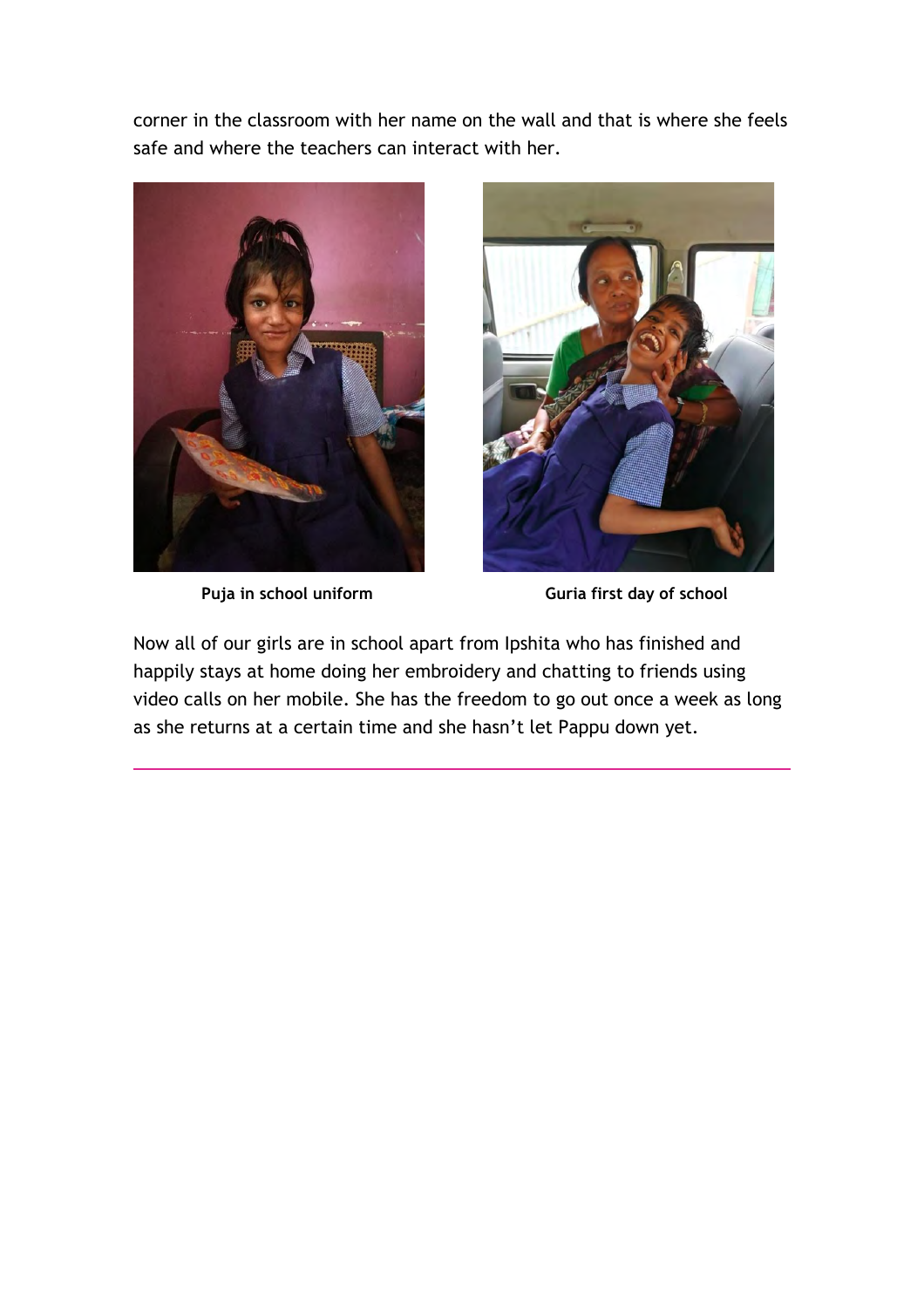corner in the classroom with her name on the wall and that is where she feels safe and where the teachers can interact with her.

**Puja in school uniform**

**Guria first day of school**

Now all of our girls are in school apart from Ipshita who has finished and happily stays at home doing her embroidery and chatting to friends using video calls on her mobile. She has the freedom to go out once a week as long as she returns at a certain time and she hasn't let Pappu down yet.

---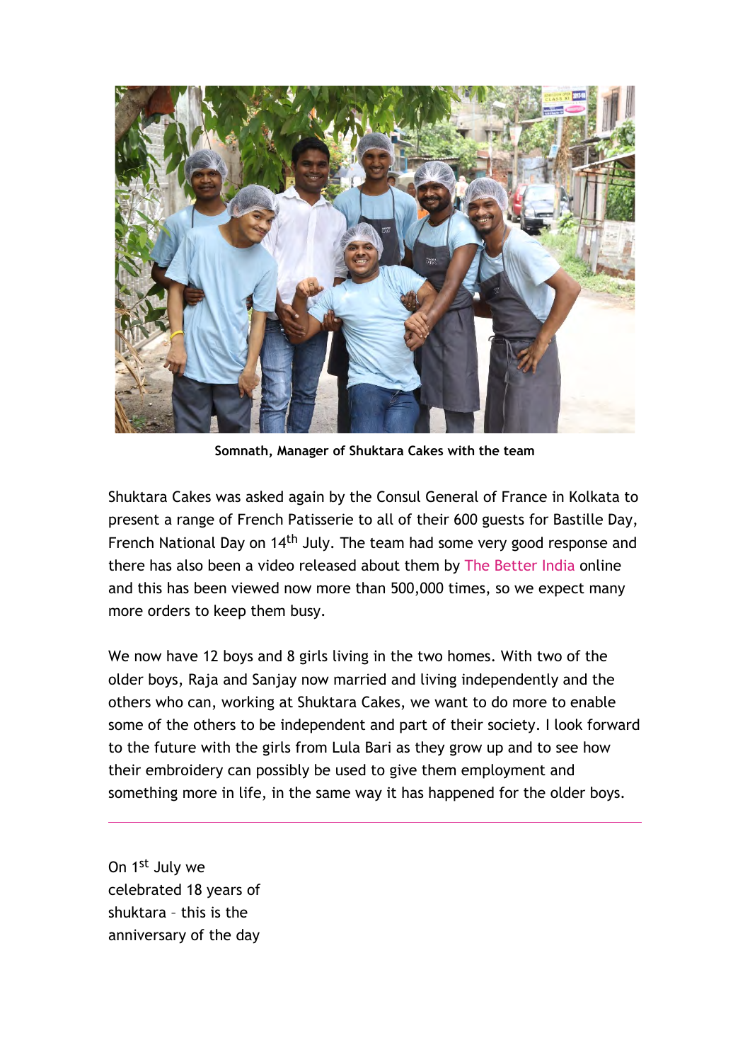Somnath, Manager of Shuktara Cakes with the team

Shuktara Cakes was asked again by the Consul General of France in Kolkata to present a range of French Patisserie to all of their 600 guests for Bastille Day, French National Day on 14th July. The team had some very good response and there has also been a video released about them by The Better India online and this has been viewed now more than 500,000 times, so we expect many more orders to keep them busy.

We now have 12 boys and 8 girls living in the two homes. With two of the older boys, Raja and Sanjay now married and living independently and the others who can, working at Shuktara Cakes, we want to do more to enable some of the others to be independent and part of their society. I look forward to the future with the girls from Lula Bari as they grow up and to see how their embroidery can possibly be used to give them employment and something more in life, in the same way it has happened for the older boys.

---

On 1st July we celebrated 18 years of shuktara – this is the anniversary of the day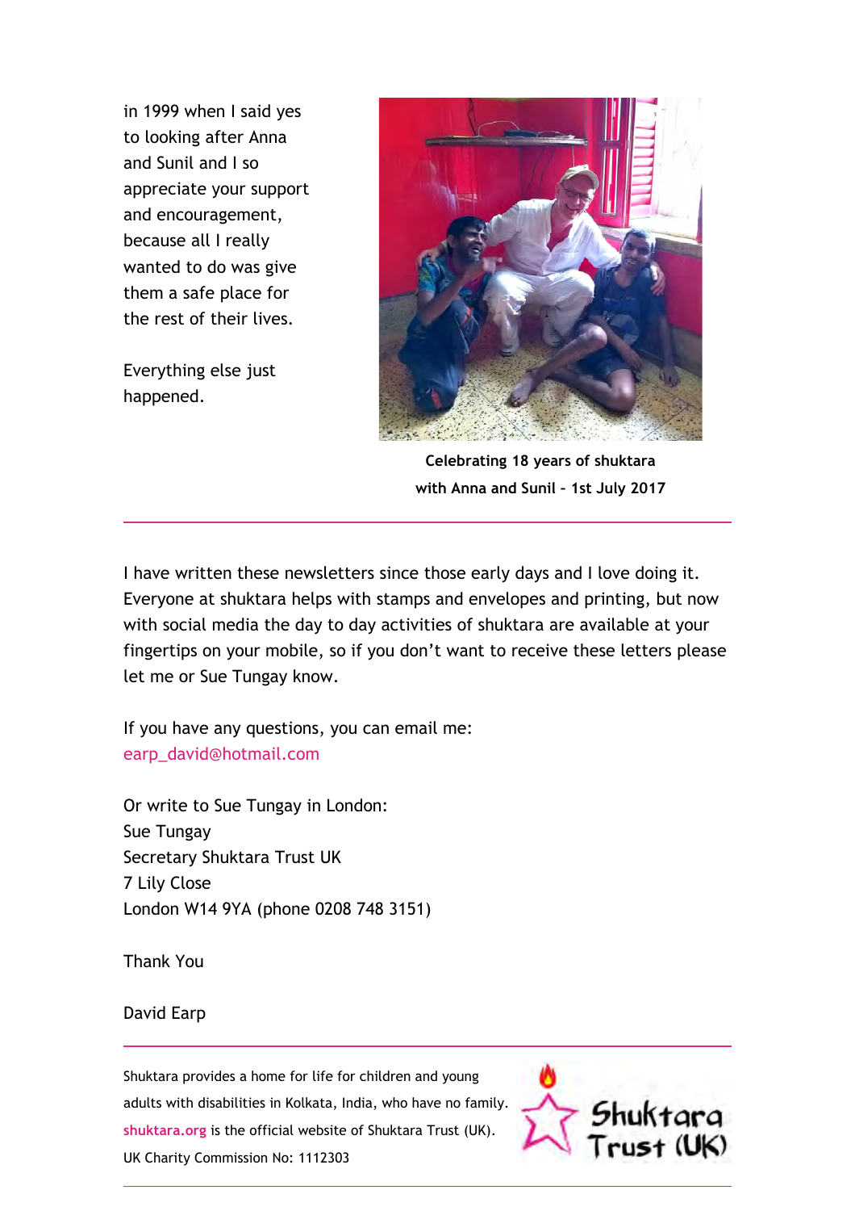in 1999 when I said yes to looking after Anna and Sunil and I so appreciate your support and encouragement, because all I really wanted to do was give them a safe place for the rest of their lives.

Everything else just happened.

**Celebrating 18 years of shuktara with Anna and Sunil – 1st July 2017**

---

I have written these newsletters since those early days and I love doing it. Everyone at shuktara helps with stamps and envelopes and printing, but now with social media the day to day activities of shuktara are available at your fingertips on your mobile, so if you don't want to receive these letters please let me or Sue Tungay know.

If you have any questions, you can email me:
earp_david@hotmail.com

Or write to Sue Tungay in London:
Sue Tungay
Secretary Shuktara Trust UK
7 Lily Close
London W14 9YA (phone 0208 748 3151)

Thank You

David Earp

---

Shuktara provides a home for life for children and young adults with disabilities in Kolkata, India, who have no family.
**shuktara.org** is the official website of Shuktara Trust (UK).
UK Charity Commission No: 1112303

Shuktara Trust (UK)